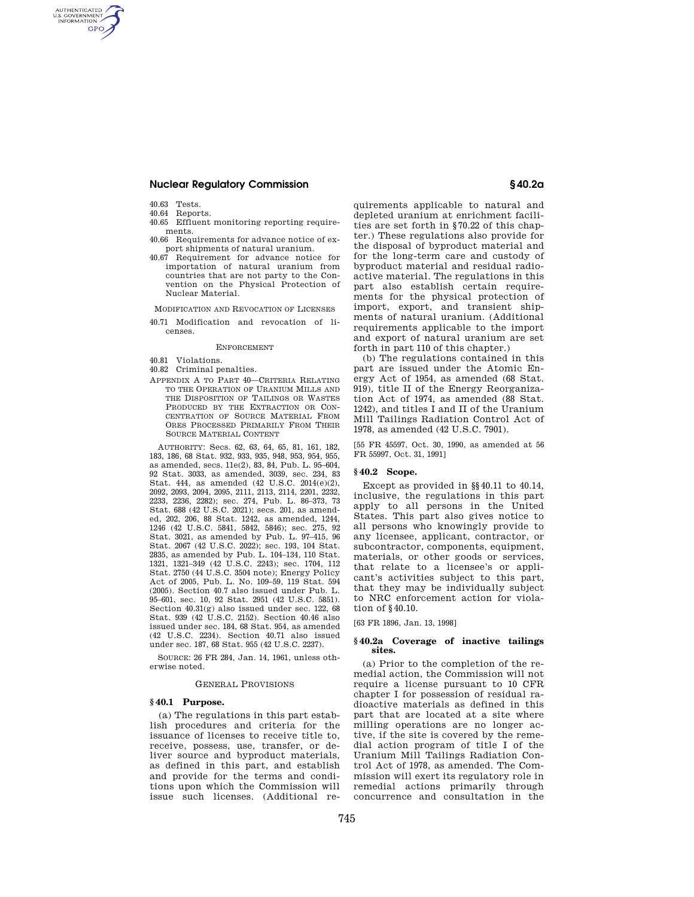40.63 Tests.
40.64 Reports.
40.65 Effluent monitoring reporting requirements.
40.66 Requirements for advance notice of export shipments of natural uranium.
40.67 Requirement for advance notice for importation of natural uranium from countries that are not party to the Convention on the Physical Protection of Nuclear Material.

MODIFICATION AND REVOCATION OF LICENSES

40.71 Modification and revocation of licenses.

ENFORCEMENT

40.81 Violations.
40.82 Criminal penalties.

APPENDIX A TO PART 40—CRITERIA RELATING TO THE OPERATION OF URANIUM MILLS AND THE DISPOSITION OF TAILINGS OR WASTES PRODUCED BY THE EXTRACTION OR CONCENTRATION OF SOURCE MATERIAL FROM ORES PROCESSED PRIMARILY FROM THEIR SOURCE MATERIAL CONTENT

AUTHORITY: Secs. 62, 63, 64, 65, 81, 161, 182, 183, 186, 68 Stat. 932, 933, 935, 948, 953, 954, 955, as amended, secs. 11e(2), 83, 84, Pub. L. 95–604, 92 Stat. 3033, as amended, 3039, sec. 234, 83 Stat. 444, as amended (42 U.S.C. 2014(e)(2), 2092, 2093, 2094, 2095, 2111, 2113, 2114, 2201, 2232, 2233, 2236, 2282); sec. 274, Pub. L. 86–373, 73 Stat. 688 (42 U.S.C. 2021); secs. 201, as amended, 202, 206, 88 Stat. 1242, as amended, 1244, 1246 (42 U.S.C. 5841, 5842, 5846); sec. 275, 92 Stat. 3021, as amended by Pub. L. 97–415, 96 Stat. 2067 (42 U.S.C. 2022); sec. 193, 104 Stat. 2835, as amended by Pub. L. 104–134, 110 Stat. 1321, 1321–349 (42 U.S.C. 2243); sec. 1704, 112 Stat. 2750 (44 U.S.C. 3504 note); Energy Policy Act of 2005, Pub. L. No. 109–59, 119 Stat. 594 (2005). Section 40.7 also issued under Pub. L. 95–601, sec. 10, 92 Stat. 2951 (42 U.S.C. 5851). Section 40.31(g) also issued under sec. 122, 68 Stat. 939 (42 U.S.C. 2152). Section 40.46 also issued under sec. 184, 68 Stat. 954, as amended (42 U.S.C. 2234). Section 40.71 also issued under sec. 187, 68 Stat. 955 (42 U.S.C. 2237).

SOURCE: 26 FR 284, Jan. 14, 1961, unless otherwise noted.

GENERAL PROVISIONS

## § 40.1 Purpose.

(a) The regulations in this part establish procedures and criteria for the issuance of licenses to receive title to, receive, possess, use, transfer, or deliver source and byproduct materials, as defined in this part, and establish and provide for the terms and conditions upon which the Commission will issue such licenses. (Additional requirements applicable to natural and depleted uranium at enrichment facilities are set forth in § 70.22 of this chapter.) These regulations also provide for the disposal of byproduct material and for the long-term care and custody of byproduct material and residual radioactive material. The regulations in this part also establish certain requirements for the physical protection of import, export, and transient shipments of natural uranium. (Additional requirements applicable to the import and export of natural uranium are set forth in part 110 of this chapter.)

(b) The regulations contained in this part are issued under the Atomic Energy Act of 1954, as amended (68 Stat. 919), title II of the Energy Reorganization Act of 1974, as amended (88 Stat. 1242), and titles I and II of the Uranium Mill Tailings Radiation Control Act of 1978, as amended (42 U.S.C. 7901).

[55 FR 45597, Oct. 30, 1990, as amended at 56 FR 55997, Oct. 31, 1991]

## § 40.2 Scope.

Except as provided in §§ 40.11 to 40.14, inclusive, the regulations in this part apply to all persons in the United States. This part also gives notice to all persons who knowingly provide to any licensee, applicant, contractor, or subcontractor, components, equipment, materials, or other goods or services, that relate to a licensee's or applicant's activities subject to this part, that they may be individually subject to NRC enforcement action for violation of § 40.10.

[63 FR 1896, Jan. 13, 1998]

## § 40.2a Coverage of inactive tailings sites.

(a) Prior to the completion of the remedial action, the Commission will not require a license pursuant to 10 CFR chapter I for possession of residual radioactive materials as defined in this part that are located at a site where milling operations are no longer active, if the site is covered by the remedial action program of title I of the Uranium Mill Tailings Radiation Control Act of 1978, as amended. The Commission will exert its regulatory role in remedial actions primarily through concurrence and consultation in the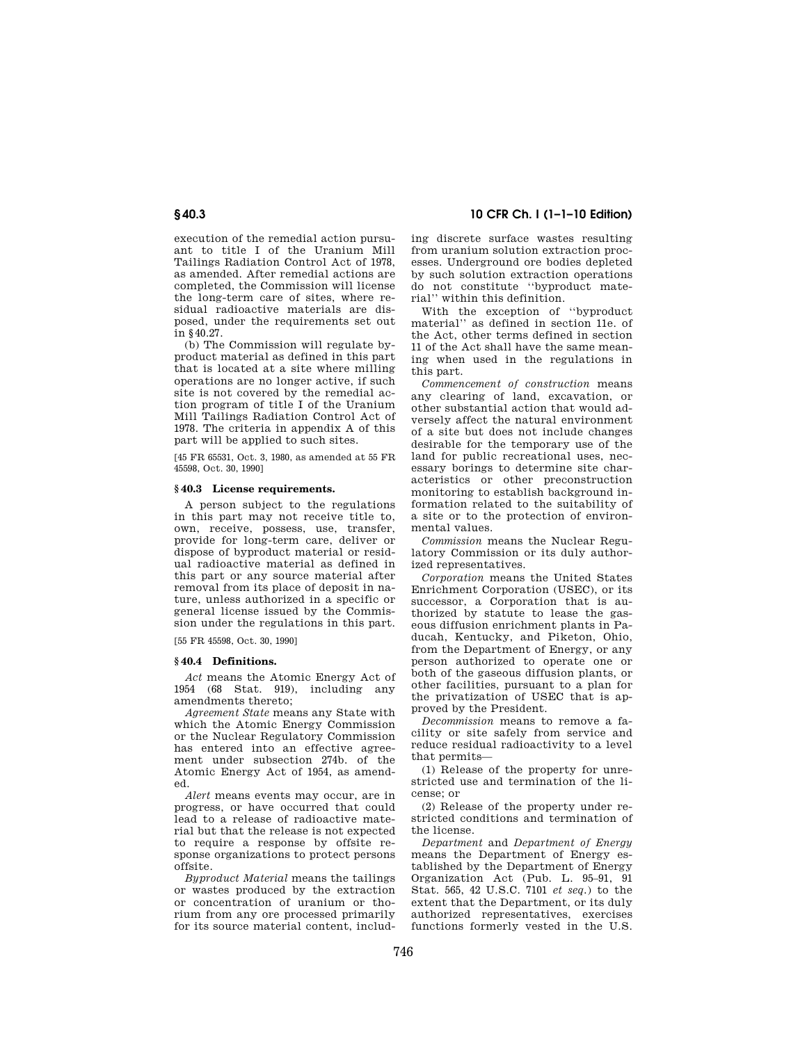execution of the remedial action pursuant to title I of the Uranium Mill Tailings Radiation Control Act of 1978, as amended. After remedial actions are completed, the Commission will license the long-term care of sites, where residual radioactive materials are disposed, under the requirements set out in §40.27.

(b) The Commission will regulate byproduct material as defined in this part that is located at a site where milling operations are no longer active, if such site is not covered by the remedial action program of title I of the Uranium Mill Tailings Radiation Control Act of 1978. The criteria in appendix A of this part will be applied to such sites.

[45 FR 65531, Oct. 3, 1980, as amended at 55 FR 45598, Oct. 30, 1990]

### §40.3 License requirements.

A person subject to the regulations in this part may not receive title to, own, receive, possess, use, transfer, provide for long-term care, deliver or dispose of byproduct material or residual radioactive material as defined in this part or any source material after removal from its place of deposit in nature, unless authorized in a specific or general license issued by the Commission under the regulations in this part.

[55 FR 45598, Oct. 30, 1990]

### §40.4 Definitions.

*Act* means the Atomic Energy Act of 1954 (68 Stat. 919), including any amendments thereto;

*Agreement State* means any State with which the Atomic Energy Commission or the Nuclear Regulatory Commission has entered into an effective agreement under subsection 274b. of the Atomic Energy Act of 1954, as amended.

*Alert* means events may occur, are in progress, or have occurred that could lead to a release of radioactive material but that the release is not expected to require a response by offsite response organizations to protect persons offsite.

*Byproduct Material* means the tailings or wastes produced by the extraction or concentration of uranium or thorium from any ore processed primarily for its source material content, including discrete surface wastes resulting from uranium solution extraction processes. Underground ore bodies depleted by such solution extraction operations do not constitute ''byproduct material'' within this definition.

With the exception of ''byproduct material'' as defined in section 11e. of the Act, other terms defined in section 11 of the Act shall have the same meaning when used in the regulations in this part.

*Commencement of construction* means any clearing of land, excavation, or other substantial action that would adversely affect the natural environment of a site but does not include changes desirable for the temporary use of the land for public recreational uses, necessary borings to determine site characteristics or other preconstruction monitoring to establish background information related to the suitability of a site or to the protection of environmental values.

*Commission* means the Nuclear Regulatory Commission or its duly authorized representatives.

*Corporation* means the United States Enrichment Corporation (USEC), or its successor, a Corporation that is authorized by statute to lease the gaseous diffusion enrichment plants in Paducah, Kentucky, and Piketon, Ohio, from the Department of Energy, or any person authorized to operate one or both of the gaseous diffusion plants, or other facilities, pursuant to a plan for the privatization of USEC that is approved by the President.

*Decommission* means to remove a facility or site safely from service and reduce residual radioactivity to a level that permits—

(1) Release of the property for unrestricted use and termination of the license; or

(2) Release of the property under restricted conditions and termination of the license.

*Department* and *Department of Energy* means the Department of Energy established by the Department of Energy Organization Act (Pub. L. 95–91, 91 Stat. 565, 42 U.S.C. 7101 *et seq.*) to the extent that the Department, or its duly authorized representatives, exercises functions formerly vested in the U.S.